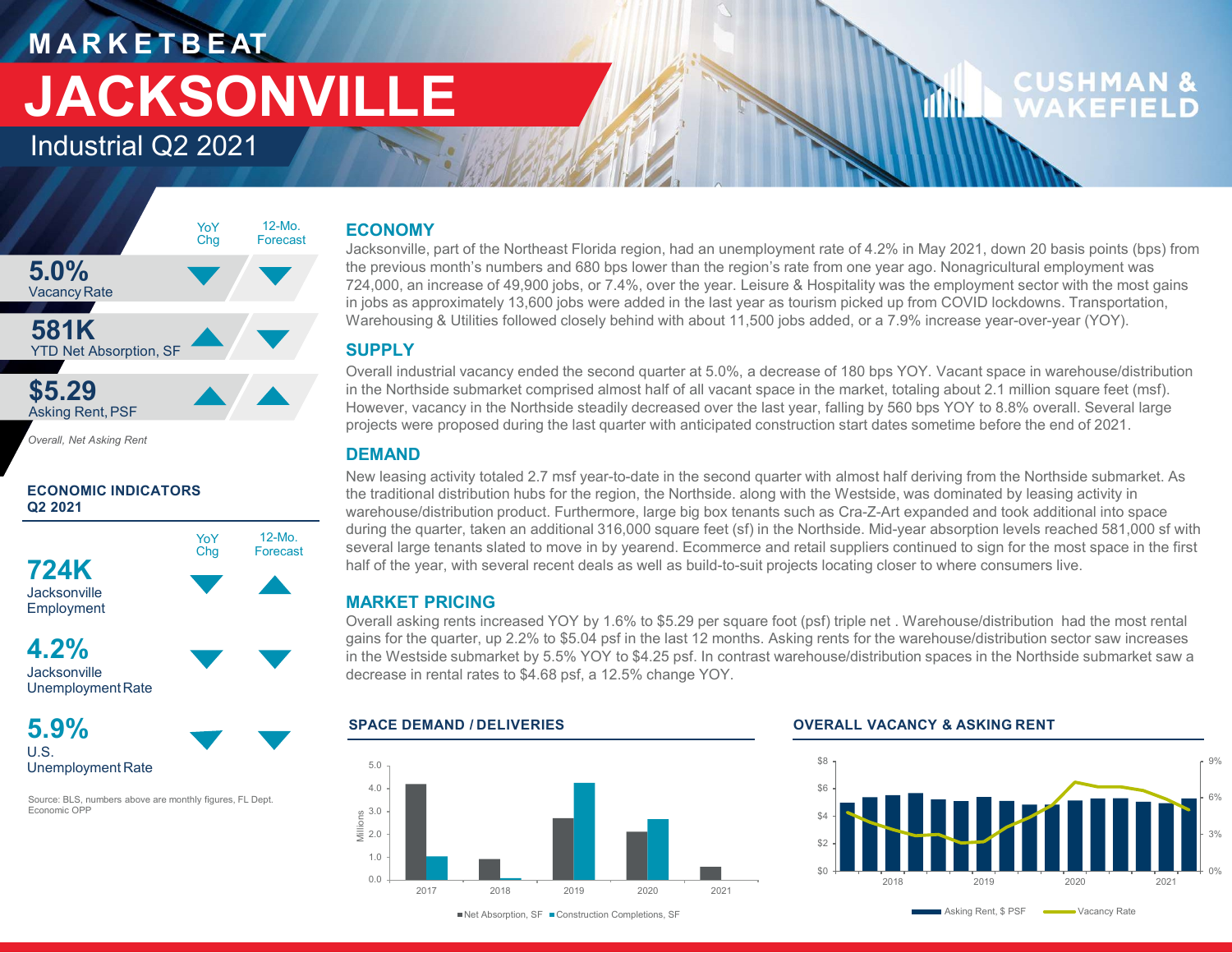# MARKETBEAT

# JACKSONVILLE

## Industrial Q2 2021

| | YoY Chg | 12-Mo. Forecast |
|---|---|---|
| **5.0%** Vacancy Rate | ▼ | ▼ |
| **581K** YTD Net Absorption, SF | ▲ | ▼ |
| **$5.29** Asking Rent, PSF | ▲ | ▲ |

*Overall, Net Asking Rent*

### ECONOMIC INDICATORS Q2 2021

| | YoY Chg | 12-Mo. Forecast |
|---|---|---|
| **724K** Jacksonville Employment | ▼ | ▲ |
| **4.2%** Jacksonville Unemployment Rate | ▼ | ▼ |
| **5.9%** U.S. Unemployment Rate | ▼ | ▼ |

Source: BLS, numbers above are monthly figures, FL Dept. Economic OPP

## ECONOMY

Jacksonville, part of the Northeast Florida region, had an unemployment rate of 4.2% in May 2021, down 20 basis points (bps) from the previous month's numbers and 680 bps lower than the region's rate from one year ago. Nonagricultural employment was 724,000, an increase of 49,900 jobs, or 7.4%, over the year. Leisure & Hospitality was the employment sector with the most gains in jobs as approximately 13,600 jobs were added in the last year as tourism picked up from COVID lockdowns. Transportation, Warehousing & Utilities followed closely behind with about 11,500 jobs added, or a 7.9% increase year-over-year (YOY).

## SUPPLY

Overall industrial vacancy ended the second quarter at 5.0%, a decrease of 180 bps YOY. Vacant space in warehouse/distribution in the Northside submarket comprised almost half of all vacant space in the market, totaling about 2.1 million square feet (msf). However, vacancy in the Northside steadily decreased over the last year, falling by 560 bps YOY to 8.8% overall. Several large projects were proposed during the last quarter with anticipated construction start dates sometime before the end of 2021.

## DEMAND

New leasing activity totaled 2.7 msf year-to-date in the second quarter with almost half deriving from the Northside submarket. As the traditional distribution hubs for the region, the Northside. along with the Westside, was dominated by leasing activity in warehouse/distribution product. Furthermore, large big box tenants such as Cra-Z-Art expanded and took additional into space during the quarter, taken an additional 316,000 square feet (sf) in the Northside. Mid-year absorption levels reached 581,000 sf with several large tenants slated to move in by yearend. Ecommerce and retail suppliers continued to sign for the most space in the first half of the year, with several recent deals as well as build-to-suit projects locating closer to where consumers live.

## MARKET PRICING

Overall asking rents increased YOY by 1.6% to $5.29 per square foot (psf) triple net . Warehouse/distribution had the most rental gains for the quarter, up 2.2% to $5.04 psf in the last 12 months. Asking rents for the warehouse/distribution sector saw increases in the Westside submarket by 5.5% YOY to $4.25 psf. In contrast warehouse/distribution spaces in the Northside submarket saw a decrease in rental rates to $4.68 psf, a 12.5% change YOY.

### SPACE DEMAND / DELIVERIES

Millions; ■ Net Absorption, SF ■ Construction Completions, SF (2017–2021)

### OVERALL VACANCY & ASKING RENT

■ Asking Rent, $ PSF — Vacancy Rate (2018–2021)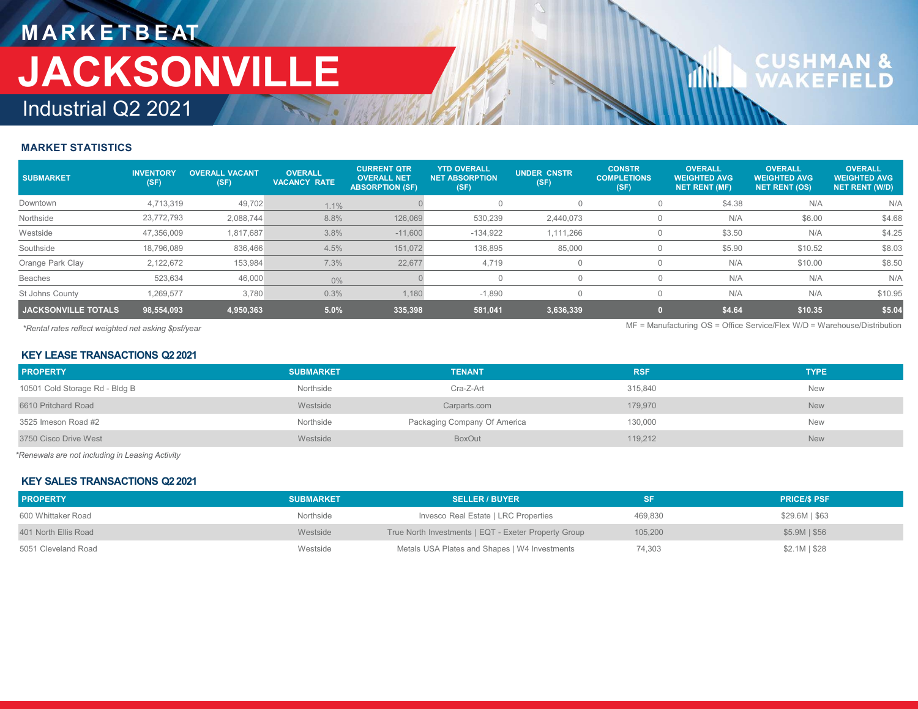# MARKETBEAT

# JACKSONVILLE

## Industrial Q2 2021

### MARKET STATISTICS

| SUBMARKET | INVENTORY (SF) | OVERALL VACANT (SF) | OVERALL VACANCY RATE | CURRENT QTR OVERALL NET ABSORPTION (SF) | YTD OVERALL NET ABSORPTION (SF) | UNDER CNSTR (SF) | CONSTR COMPLETIONS (SF) | OVERALL WEIGHTED AVG NET RENT (MF) | OVERALL WEIGHTED AVG NET RENT (OS) | OVERALL WEIGHTED AVG NET RENT (W/D) |
|---|---|---|---|---|---|---|---|---|---|---|
| Downtown | 4,713,319 | 49,702 | 1.1% | 0 | 0 | 0 | 0 | $4.38 | N/A | N/A |
| Northside | 23,772,793 | 2,088,744 | 8.8% | 126,069 | 530,239 | 2,440,073 | 0 | N/A | $6.00 | $4.68 |
| Westside | 47,356,009 | 1,817,687 | 3.8% | -11,600 | -134,922 | 1,111,266 | 0 | $3.50 | N/A | $4.25 |
| Southside | 18,796,089 | 836,466 | 4.5% | 151,072 | 136,895 | 85,000 | 0 | $5.90 | $10.52 | $8.03 |
| Orange Park Clay | 2,122,672 | 153,984 | 7.3% | 22,677 | 4,719 | 0 | 0 | N/A | $10.00 | $8.50 |
| Beaches | 523,634 | 46,000 | 0% | 0 | 0 | 0 | 0 | N/A | N/A | N/A |
| St Johns County | 1,269,577 | 3,780 | 0.3% | 1,180 | -1,890 | 0 | 0 | N/A | N/A | $10.95 |
| **JACKSONVILLE TOTALS** | **98,554,093** | **4,950,363** | **5.0%** | **335,398** | **581,041** | **3,636,339** | **0** | **$4.64** | **$10.35** | **$5.04** |

*Rental rates reflect weighted net asking $psf/year

MF = Manufacturing OS = Office Service/Flex W/D = Warehouse/Distribution

### KEY LEASE TRANSACTIONS Q2 2021

| PROPERTY | SUBMARKET | TENANT | RSF | TYPE |
|---|---|---|---|---|
| 10501 Cold Storage Rd - Bldg B | Northside | Cra-Z-Art | 315,840 | New |
| 6610 Pritchard Road | Westside | Carparts.com | 179,970 | New |
| 3525 Imeson Road #2 | Northside | Packaging Company Of America | 130,000 | New |
| 3750 Cisco Drive West | Westside | BoxOut | 119,212 | New |

*Renewals are not including in Leasing Activity

### KEY SALES TRANSACTIONS Q2 2021

| PROPERTY | SUBMARKET | SELLER / BUYER | SF | PRICE/$ PSF |
|---|---|---|---|---|
| 600 Whittaker Road | Northside | Invesco Real Estate \| LRC Properties | 469,830 | $29.6M \| $63 |
| 401 North Ellis Road | Westside | True North Investments \| EQT - Exeter Property Group | 105,200 | $5.9M \| $56 |
| 5051 Cleveland Road | Westside | Metals USA Plates and Shapes \| W4 Investments | 74,303 | $2.1M \| $28 |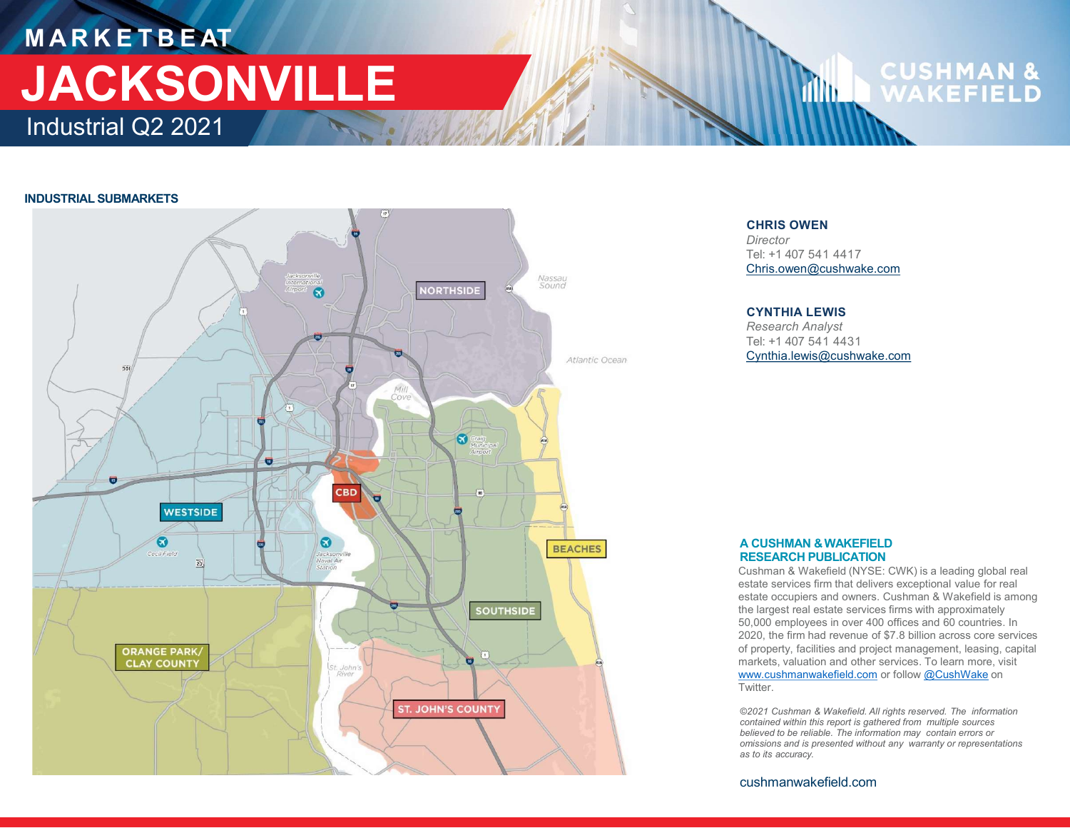# MARKETBEAT

# JACKSONVILLE

## Industrial Q2 2021

### INDUSTRIAL SUBMARKETS

NORTHSIDE

WESTSIDE

CBD

BEACHES

SOUTHSIDE

ORANGE PARK/ CLAY COUNTY

ST. JOHN'S COUNTY

Jacksonville International Airport

Nassau Sound

Atlantic Ocean

Mill Cove

Craig Municipal Airport

Cecil Field

Jacksonville Naval Air Station

St. John's River

**CHRIS OWEN**
*Director*
Tel: +1 407 541 4417
Chris.owen@cushwake.com

**CYNTHIA LEWIS**
*Research Analyst*
Tel: +1 407 541 4431
Cynthia.lewis@cushwake.com

**A CUSHMAN & WAKEFIELD RESEARCH PUBLICATION**

Cushman & Wakefield (NYSE: CWK) is a leading global real estate services firm that delivers exceptional value for real estate occupiers and owners. Cushman & Wakefield is among the largest real estate services firms with approximately 50,000 employees in over 400 offices and 60 countries. In 2020, the firm had revenue of $7.8 billion across core services of property, facilities and project management, leasing, capital markets, valuation and other services. To learn more, visit www.cushmanwakefield.com or follow @CushWake on Twitter.

*©2021 Cushman & Wakefield. All rights reserved. The information contained within this report is gathered from multiple sources believed to be reliable. The information may contain errors or omissions and is presented without any warranty or representations as to its accuracy.*

cushmanwakefield.com